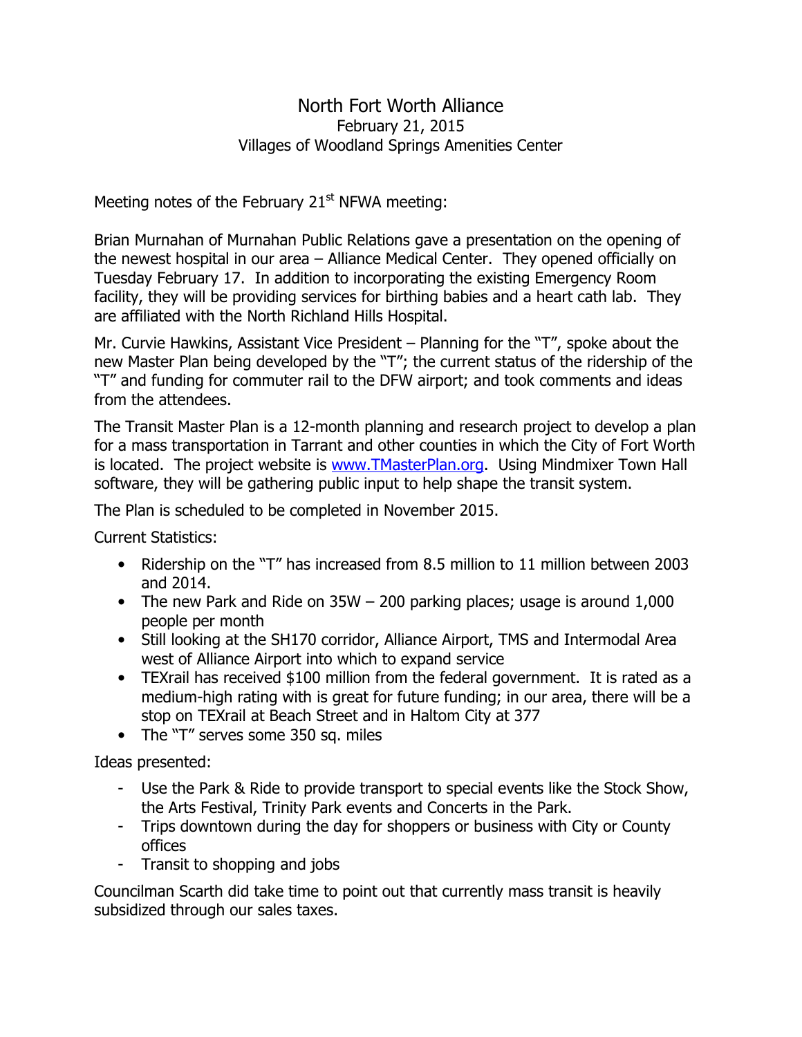# North Fort Worth Alliance

February 21, 2015

Villages of Woodland Springs Amenities Center

Meeting notes of the February 21st NFWA meeting:

Brian Murnahan of Murnahan Public Relations gave a presentation on the opening of the newest hospital in our area – Alliance Medical Center. They opened officially on Tuesday February 17. In addition to incorporating the existing Emergency Room facility, they will be providing services for birthing babies and a heart cath lab. They are affiliated with the North Richland Hills Hospital.

Mr. Curvie Hawkins, Assistant Vice President – Planning for the "T", spoke about the new Master Plan being developed by the "T"; the current status of the ridership of the "T" and funding for commuter rail to the DFW airport; and took comments and ideas from the attendees.

The Transit Master Plan is a 12-month planning and research project to develop a plan for a mass transportation in Tarrant and other counties in which the City of Fort Worth is located. The project website is [www.TMasterPlan.org](http://www.TMasterPlan.org). Using Mindmixer Town Hall software, they will be gathering public input to help shape the transit system.

The Plan is scheduled to be completed in November 2015.

Current Statistics:

- Ridership on the "T" has increased from 8.5 million to 11 million between 2003 and 2014.
- The new Park and Ride on 35W – 200 parking places; usage is around 1,000 people per month
- Still looking at the SH170 corridor, Alliance Airport, TMS and Intermodal Area west of Alliance Airport into which to expand service
- TEXrail has received $100 million from the federal government. It is rated as a medium-high rating with is great for future funding; in our area, there will be a stop on TEXrail at Beach Street and in Haltom City at 377
- The "T" serves some 350 sq. miles

Ideas presented:

- Use the Park & Ride to provide transport to special events like the Stock Show, the Arts Festival, Trinity Park events and Concerts in the Park.
- Trips downtown during the day for shoppers or business with City or County offices
- Transit to shopping and jobs

Councilman Scarth did take time to point out that currently mass transit is heavily subsidized through our sales taxes.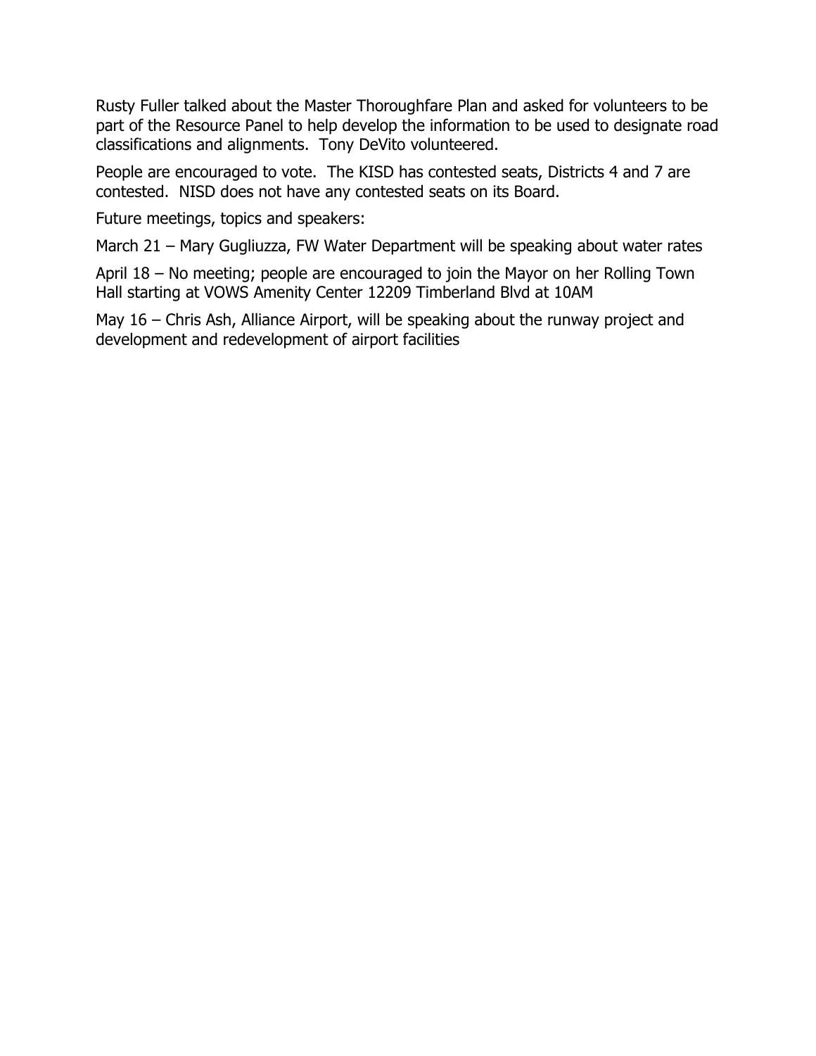Rusty Fuller talked about the Master Thoroughfare Plan and asked for volunteers to be part of the Resource Panel to help develop the information to be used to designate road classifications and alignments. Tony DeVito volunteered.

People are encouraged to vote. The KISD has contested seats, Districts 4 and 7 are contested. NISD does not have any contested seats on its Board.

Future meetings, topics and speakers:

March 21 – Mary Gugliuzza, FW Water Department will be speaking about water rates

April 18 – No meeting; people are encouraged to join the Mayor on her Rolling Town Hall starting at VOWS Amenity Center 12209 Timberland Blvd at 10AM

May 16 – Chris Ash, Alliance Airport, will be speaking about the runway project and development and redevelopment of airport facilities